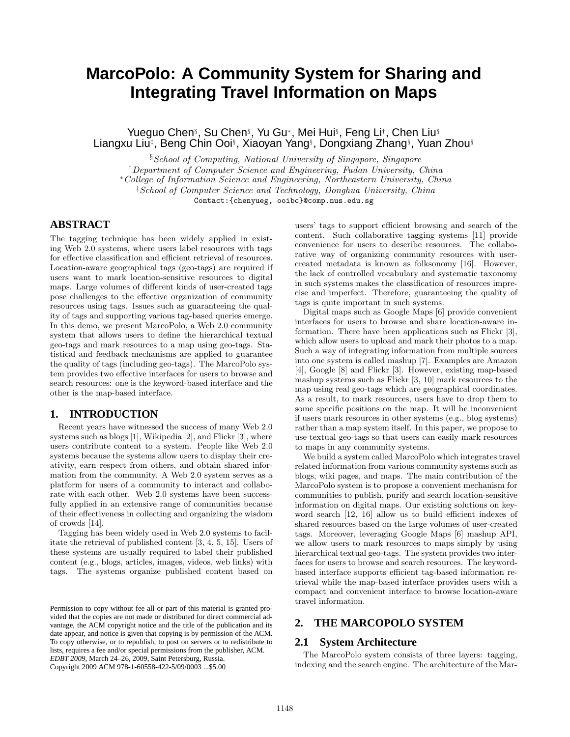# MarcoPolo: A Community System for Sharing and Integrating Travel Information on Maps

Yueguo Chen[§], Su Chen[§], Yu Gu[*], Mei Hui[§], Feng Li[†], Chen Liu[§]
Liangxu Liu[‡], Beng Chin Ooi[§], Xiaoyan Yang[§], Dongxiang Zhang[§], Yuan Zhou[§]

[§] *School of Computing, National University of Singapore, Singapore*
[†] *Department of Computer Science and Engineering, Fudan University, China*
[*] *College of Information Science and Engineering, Northeastern University, China*
[‡] *School of Computer Science and Technology, Donghua University, China*
Contact:{chenyueg, ooibc}@comp.nus.edu.sg

## ABSTRACT

The tagging technique has been widely applied in existing Web 2.0 systems, where users label resources with tags for effective classification and efficient retrieval of resources. Location-aware geographical tags (geo-tags) are required if users want to mark location-sensitive resources to digital maps. Large volumes of different kinds of user-created tags pose challenges to the effective organization of community resources using tags. Issues such as guaranteeing the quality of tags and supporting various tag-based queries emerge. In this demo, we present MarcoPolo, a Web 2.0 community system that allows users to define the hierarchical textual geo-tags and mark resources to a map using geo-tags. Statistical and feedback mechanisms are applied to guarantee the quality of tags (including geo-tags). The MarcoPolo system provides two effective interfaces for users to browse and search resources: one is the keyword-based interface and the other is the map-based interface.

## 1. INTRODUCTION

Recent years have witnessed the success of many Web 2.0 systems such as blogs [1], Wikipedia [2], and Flickr [3], where users contribute content to a system. People like Web 2.0 systems because the systems allow users to display their creativity, earn respect from others, and obtain shared information from the community. A Web 2.0 system serves as a platform for users of a community to interact and collaborate with each other. Web 2.0 systems have been successfully applied in an extensive range of communities because of their effectiveness in collecting and organizing the wisdom of crowds [14].

Tagging has been widely used in Web 2.0 systems to facilitate the retrieval of published content [3, 4, 5, 15]. Users of these systems are usually required to label their published content (e.g., blogs, articles, images, videos, web links) with tags. The systems organize published content based on users' tags to support efficient browsing and search of the content. Such collaborative tagging systems [11] provide convenience for users to describe resources. The collaborative way of organizing community resources with user-created metadata is known as folksonomy [16]. However, the lack of controlled vocabulary and systematic taxonomy in such systems makes the classification of resources imprecise and imperfect. Therefore, guaranteeing the quality of tags is quite important in such systems.

Digital maps such as Google Maps [6] provide convenient interfaces for users to browse and share location-aware information. There have been applications such as Flickr [3], which allow users to upload and mark their photos to a map. Such a way of integrating information from multiple sources into one system is called mashup [7]. Examples are Amazon [4], Google [8] and Flickr [3]. However, existing map-based mashup systems such as Flickr [3, 10] mark resources to the map using real geo-tags which are geographical coordinates. As a result, to mark resources, users have to drop them to some specific positions on the map. It will be inconvenient if users mark resources in other systems (e.g., blog systems) rather than a map system itself. In this paper, we propose to use textual geo-tags so that users can easily mark resources to maps in any community systems.

We build a system called MarcoPolo which integrates travel related information from various community systems such as blogs, wiki pages, and maps. The main contribution of the MarcoPolo system is to propose a convenient mechanism for communities to publish, purify and search location-sensitive information on digital maps. Our existing solutions on keyword search [12, 16] allow us to build efficient indexes of shared resources based on the large volumes of user-created tags. Moreover, leveraging Google Maps [6] mashup API, we allow users to mark resources to maps simply by using hierarchical textual geo-tags. The system provides two interfaces for users to browse and search resources. The keyword-based interface supports efficient tag-based information retrieval while the map-based interface provides users with a compact and convenient interface to browse location-aware travel information.

## 2. THE MARCOPOLO SYSTEM

### 2.1 System Architecture

The MarcoPolo system consists of three layers: tagging, indexing and the search engine. The architecture of the Mar-

Permission to copy without fee all or part of this material is granted provided that the copies are not made or distributed for direct commercial advantage, the ACM copyright notice and the title of the publication and its date appear, and notice is given that copying is by permission of the ACM. To copy otherwise, or to republish, to post on servers or to redistribute to lists, requires a fee and/or special permissions from the publisher, ACM.
*EDBT 2009*, March 24–26, 2009, Saint Petersburg, Russia.
Copyright 2009 ACM 978-1-60558-422-5/09/0003 ...$5.00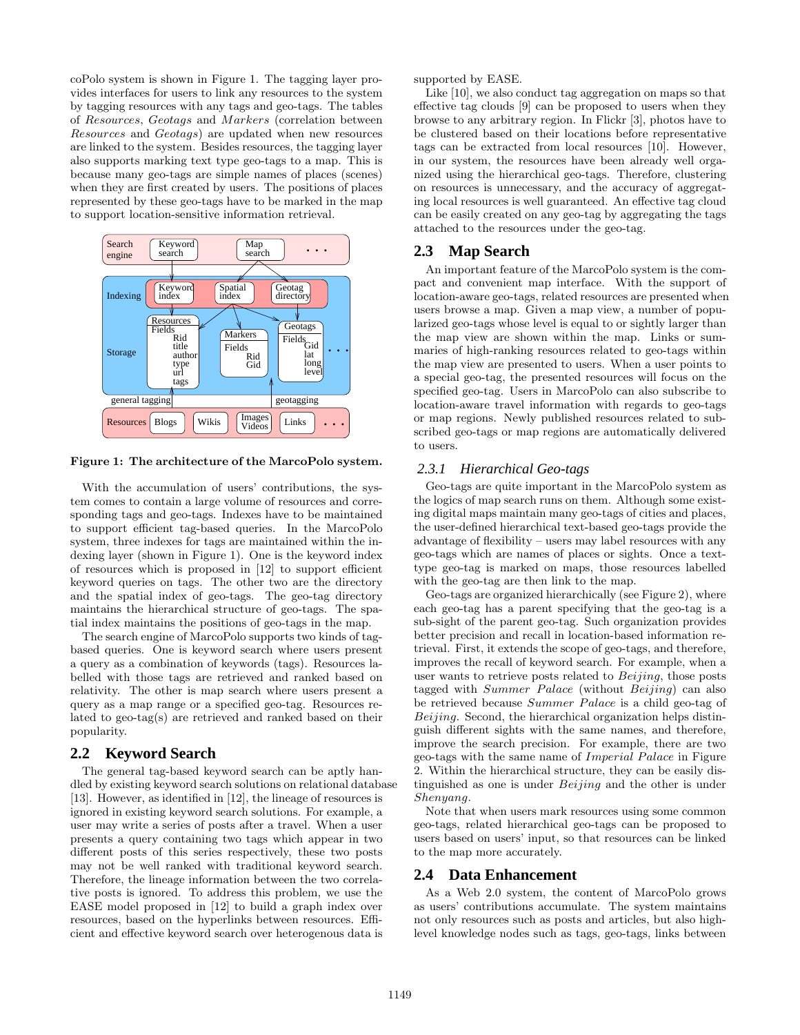coPolo system is shown in Figure 1. The tagging layer provides interfaces for users to link any resources to the system by tagging resources with any tags and geo-tags. The tables of *Resources*, *Geotags* and *Markers* (correlation between *Resources* and *Geotags*) are updated when new resources are linked to the system. Besides resources, the tagging layer also supports marking text type geo-tags to a map. This is because many geo-tags are simple names of places (scenes) when they are first created by users. The positions of places represented by these geo-tags have to be marked in the map to support location-sensitive information retrieval.

**Figure 1: The architecture of the MarcoPolo system.**

With the accumulation of users' contributions, the system comes to contain a large volume of resources and corresponding tags and geo-tags. Indexes have to be maintained to support efficient tag-based queries. In the MarcoPolo system, three indexes for tags are maintained within the indexing layer (shown in Figure 1). One is the keyword index of resources which is proposed in [12] to support efficient keyword queries on tags. The other two are the directory and the spatial index of geo-tags. The geo-tag directory maintains the hierarchical structure of geo-tags. The spatial index maintains the positions of geo-tags in the map.

The search engine of MarcoPolo supports two kinds of tag-based queries. One is keyword search where users present a query as a combination of keywords (tags). Resources labelled with those tags are retrieved and ranked based on relativity. The other is map search where users present a query as a map range or a specified geo-tag. Resources related to geo-tag(s) are retrieved and ranked based on their popularity.

## 2.2 Keyword Search

The general tag-based keyword search can be aptly handled by existing keyword search solutions on relational database [13]. However, as identified in [12], the lineage of resources is ignored in existing keyword search solutions. For example, a user may write a series of posts after a travel. When a user presents a query containing two tags which appear in two different posts of this series respectively, these two posts may not be well ranked with traditional keyword search. Therefore, the lineage information between the two correlative posts is ignored. To address this problem, we use the EASE model proposed in [12] to build a graph index over resources, based on the hyperlinks between resources. Efficient and effective keyword search over heterogenous data is supported by EASE.

Like [10], we also conduct tag aggregation on maps so that effective tag clouds [9] can be proposed to users when they browse to any arbitrary region. In Flickr [3], photos have to be clustered based on their locations before representative tags can be extracted from local resources [10]. However, in our system, the resources have been already well organized using the hierarchical geo-tags. Therefore, clustering on resources is unnecessary, and the accuracy of aggregating local resources is well guaranteed. An effective tag cloud can be easily created on any geo-tag by aggregating the tags attached to the resources under the geo-tag.

## 2.3 Map Search

An important feature of the MarcoPolo system is the compact and convenient map interface. With the support of location-aware geo-tags, related resources are presented when users browse a map. Given a map view, a number of popularized geo-tags whose level is equal to or sightly larger than the map view are shown within the map. Links or summaries of high-ranking resources related to geo-tags within the map view are presented to users. When a user points to a special geo-tag, the presented resources will focus on the specified geo-tag. Users in MarcoPolo can also subscribe to location-aware travel information with regards to geo-tags or map regions. Newly published resources related to subscribed geo-tags or map regions are automatically delivered to users.

### 2.3.1 Hierarchical Geo-tags

Geo-tags are quite important in the MarcoPolo system as the logics of map search runs on them. Although some existing digital maps maintain many geo-tags of cities and places, the user-defined hierarchical text-based geo-tags provide the advantage of flexibility – users may label resources with any geo-tags which are names of places or sights. Once a text-type geo-tag is marked on maps, those resources labelled with the geo-tag are then link to the map.

Geo-tags are organized hierarchically (see Figure 2), where each geo-tag has a parent specifying that the geo-tag is a sub-sight of the parent geo-tag. Such organization provides better precision and recall in location-based information retrieval. First, it extends the scope of geo-tags, and therefore, improves the recall of keyword search. For example, when a user wants to retrieve posts related to *Beijing*, those posts tagged with *Summer Palace* (without *Beijing*) can also be retrieved because *Summer Palace* is a child geo-tag of *Beijing*. Second, the hierarchical organization helps distinguish different sights with the same names, and therefore, improve the search precision. For example, there are two geo-tags with the same name of *Imperial Palace* in Figure 2. Within the hierarchical structure, they can be easily distinguished as one is under *Beijing* and the other is under *Shenyang*.

Note that when users mark resources using some common geo-tags, related hierarchical geo-tags can be proposed to users based on users' input, so that resources can be linked to the map more accurately.

## 2.4 Data Enhancement

As a Web 2.0 system, the content of MarcoPolo grows as users' contributions accumulate. The system maintains not only resources such as posts and articles, but also high-level knowledge nodes such as tags, geo-tags, links between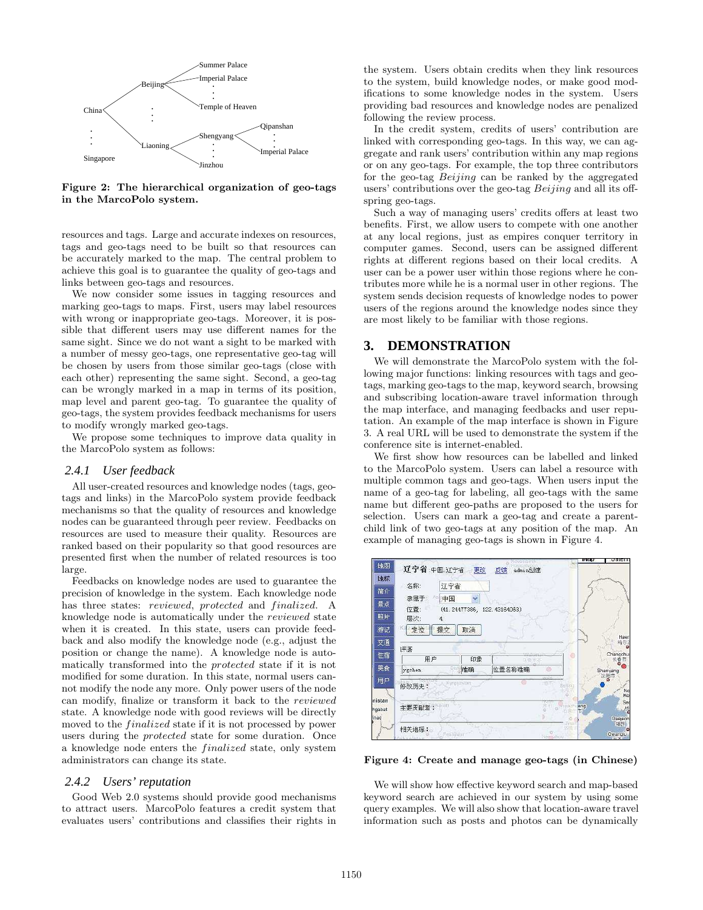Summer Palace
Imperial Palace
Beijing
Temple of Heaven
China
Qipanshan
Shengyang
Liaoning
Imperial Palace
Singapore
Jinzhou

**Figure 2: The hierarchical organization of geo-tags in the MarcoPolo system.**

resources and tags. Large and accurate indexes on resources, tags and geo-tags need to be built so that resources can be accurately marked to the map. The central problem to achieve this goal is to guarantee the quality of geo-tags and links between geo-tags and resources.

We now consider some issues in tagging resources and marking geo-tags to maps. First, users may label resources with wrong or inappropriate geo-tags. Moreover, it is possible that different users may use different names for the same sight. Since we do not want a sight to be marked with a number of messy geo-tags, one representative geo-tag will be chosen by users from those similar geo-tags (close with each other) representing the same sight. Second, a geo-tag can be wrongly marked in a map in terms of its position, map level and parent geo-tag. To guarantee the quality of geo-tags, the system provides feedback mechanisms for users to modify wrongly marked geo-tags.

We propose some techniques to improve data quality in the MarcoPolo system as follows:

### 2.4.1 User feedback

All user-created resources and knowledge nodes (tags, geo-tags and links) in the MarcoPolo system provide feedback mechanisms so that the quality of resources and knowledge nodes can be guaranteed through peer review. Feedbacks on resources are used to measure their quality. Resources are ranked based on their popularity so that good resources are presented first when the number of related resources is too large.

Feedbacks on knowledge nodes are used to guarantee the precision of knowledge in the system. Each knowledge node has three states: *reviewed*, *protected* and *finalized*. A knowledge node is automatically under the *reviewed* state when it is created. In this state, users can provide feedback and also modify the knowledge node (e.g., adjust the position or change the name). A knowledge node is automatically transformed into the *protected* state if it is not modified for some duration. In this state, normal users cannot modify the node any more. Only power users of the node can modify, finalize or transform it back to the *reviewed* state. A knowledge node with good reviews will be directly moved to the *finalized* state if it is not processed by power users during the *protected* state for some duration. Once a knowledge node enters the *finalized* state, only system administrators can change its state.

### 2.4.2 Users' reputation

Good Web 2.0 systems should provide good mechanisms to attract users. MarcoPolo features a credit system that evaluates users' contributions and classifies their rights in the system. Users obtain credits when they link resources to the system, build knowledge nodes, or make good modifications to some knowledge nodes in the system. Users providing bad resources and knowledge nodes are penalized following the review process.

In the credit system, credits of users' contribution are linked with corresponding geo-tags. In this way, we can aggregate and rank users' contribution within any map regions or on any geo-tags. For example, the top three contributors for the geo-tag *Beijing* can be ranked by the aggregated users' contributions over the geo-tag *Beijing* and all its offspring geo-tags.

Such a way of managing users' credits offers at least two benefits. First, we allow users to compete with one another at any local regions, just as empires conquer territory in computer games. Second, users can be assigned different rights at different regions based on their local credits. A user can be a power user within those regions where he contributes more while he is a normal user in other regions. The system sends decision requests of knowledge nodes to power users of the regions around the knowledge nodes since they are most likely to be familiar with those regions.

## 3. DEMONSTRATION

We will demonstrate the MarcoPolo system with the following major functions: linking resources with tags and geo-tags, marking geo-tags to the map, keyword search, browsing and subscribing location-aware travel information through the map interface, and managing feedbacks and user reputation. An example of the map interface is shown in Figure 3. A real URL will be used to demonstrate the system if the conference site is internet-enabled.

We first show how resources can be labelled and linked to the MarcoPolo system. Users can label a resource with multiple common tags and geo-tags. When users input the name of a geo-tag for labeling, all geo-tags with the same name but different geo-paths are proposed to the users for selection. Users can mark a geo-tag and create a parent-child link of two geo-tags at any position of the map. An example of managing geo-tags is shown in Figure 4.

**Figure 4: Create and manage geo-tags (in Chinese)**

We will show how effective keyword search and map-based keyword search are achieved in our system by using some query examples. We will also show that location-aware travel information such as posts and photos can be dynamically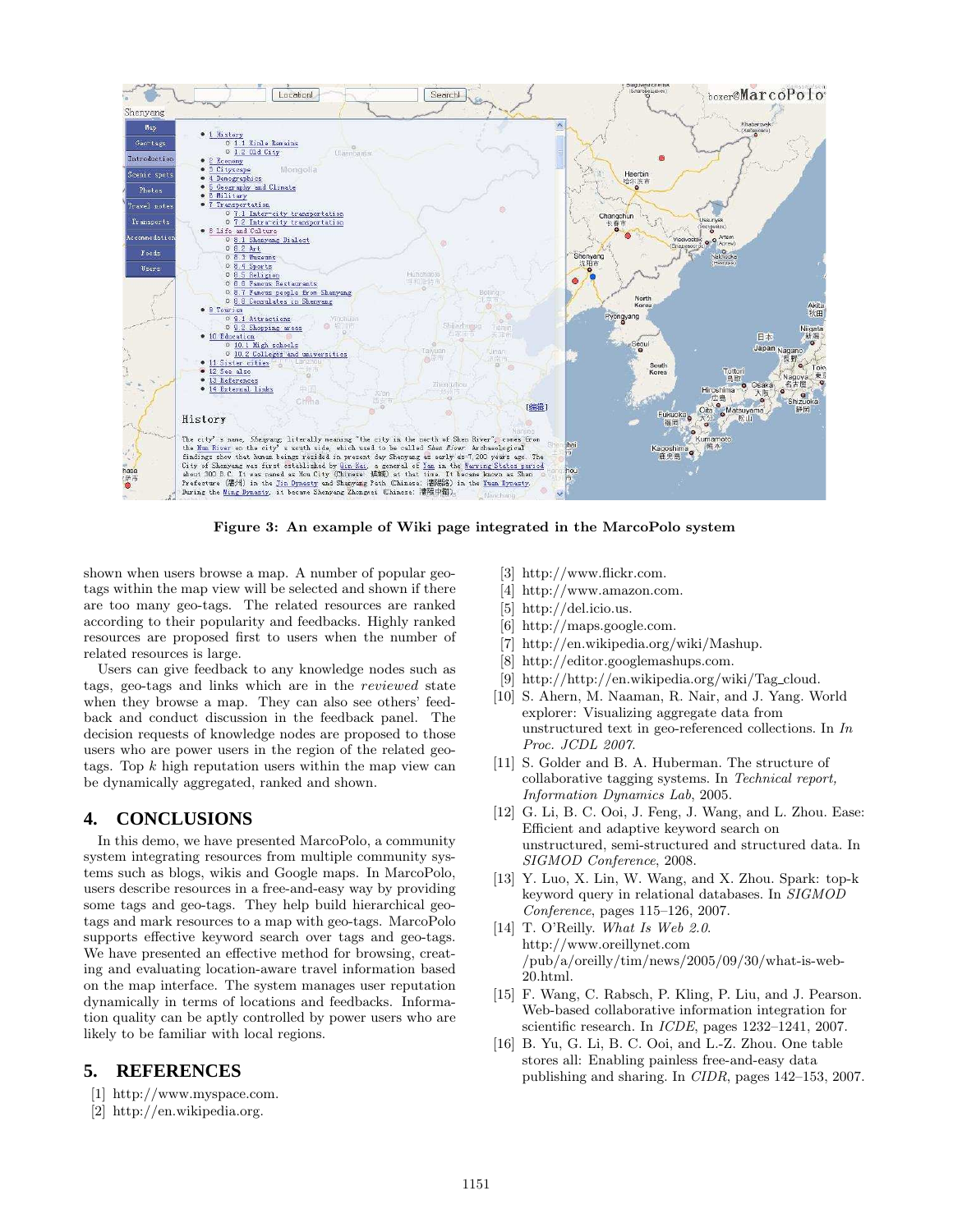Figure 3: An example of Wiki page integrated in the MarcoPolo system

shown when users browse a map. A number of popular geo-tags within the map view will be selected and shown if there are too many geo-tags. The related resources are ranked according to their popularity and feedbacks. Highly ranked resources are proposed first to users when the number of related resources is large.

Users can give feedback to any knowledge nodes such as tags, geo-tags and links which are in the *reviewed* state when they browse a map. They can also see others' feedback and conduct discussion in the feedback panel. The decision requests of knowledge nodes are proposed to those users who are power users in the region of the related geo-tags. Top $k$ high reputation users within the map view can be dynamically aggregated, ranked and shown.

## 4. CONCLUSIONS

In this demo, we have presented MarcoPolo, a community system integrating resources from multiple community systems such as blogs, wikis and Google maps. In MarcoPolo, users describe resources in a free-and-easy way by providing some tags and geo-tags. They help build hierarchical geo-tags and mark resources to a map with geo-tags. MarcoPolo supports effective keyword search over tags and geo-tags. We have presented an effective method for browsing, creating and evaluating location-aware travel information based on the map interface. The system manages user reputation dynamically in terms of locations and feedbacks. Information quality can be aptly controlled by power users who are likely to be familiar with local regions.

## 5. REFERENCES

[1] http://www.myspace.com.
[2] http://en.wikipedia.org.
[3] http://www.flickr.com.
[4] http://www.amazon.com.
[5] http://del.icio.us.
[6] http://maps.google.com.
[7] http://en.wikipedia.org/wiki/Mashup.
[8] http://editor.googlemashups.com.
[9] http://http://en.wikipedia.org/wiki/Tag_cloud.
[10] S. Ahern, M. Naaman, R. Nair, and J. Yang. World explorer: Visualizing aggregate data from unstructured text in geo-referenced collections. In *In Proc. JCDL 2007*.
[11] S. Golder and B. A. Huberman. The structure of collaborative tagging systems. In *Technical report, Information Dynamics Lab*, 2005.
[12] G. Li, B. C. Ooi, J. Feng, J. Wang, and L. Zhou. Ease: Efficient and adaptive keyword search on unstructured, semi-structured and structured data. In *SIGMOD Conference*, 2008.
[13] Y. Luo, X. Lin, W. Wang, and X. Zhou. Spark: top-k keyword query in relational databases. In *SIGMOD Conference*, pages 115–126, 2007.
[14] T. O'Reilly. *What Is Web 2.0*. http://www.oreillynet.com /pub/a/oreilly/tim/news/2005/09/30/what-is-web-20.html.
[15] F. Wang, C. Rabsch, P. Kling, P. Liu, and J. Pearson. Web-based collaborative information integration for scientific research. In *ICDE*, pages 1232–1241, 2007.
[16] B. Yu, G. Li, B. C. Ooi, and L.-Z. Zhou. One table stores all: Enabling painless free-and-easy data publishing and sharing. In *CIDR*, pages 142–153, 2007.